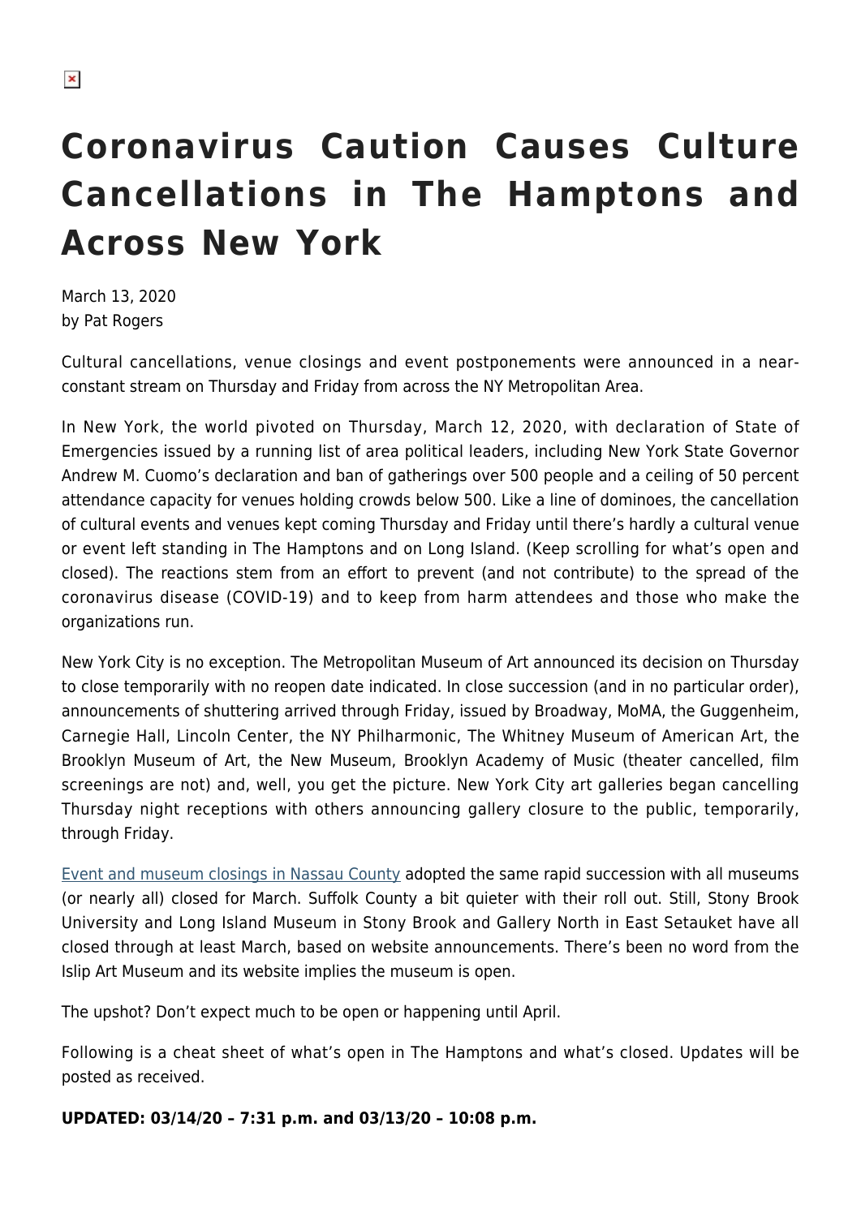# Coronavirus Caution Causes Culture Cancellations in The Hamptons and Across New York

March 13, 2020
by Pat Rogers

Cultural cancellations, venue closings and event postponements were announced in a near-constant stream on Thursday and Friday from across the NY Metropolitan Area.

In New York, the world pivoted on Thursday, March 12, 2020, with declaration of State of Emergencies issued by a running list of area political leaders, including New York State Governor Andrew M. Cuomo's declaration and ban of gatherings over 500 people and a ceiling of 50 percent attendance capacity for venues holding crowds below 500. Like a line of dominoes, the cancellation of cultural events and venues kept coming Thursday and Friday until there's hardly a cultural venue or event left standing in The Hamptons and on Long Island. (Keep scrolling for what's open and closed). The reactions stem from an effort to prevent (and not contribute) to the spread of the coronavirus disease (COVID-19) and to keep from harm attendees and those who make the organizations run.

New York City is no exception. The Metropolitan Museum of Art announced its decision on Thursday to close temporarily with no reopen date indicated. In close succession (and in no particular order), announcements of shuttering arrived through Friday, issued by Broadway, MoMA, the Guggenheim, Carnegie Hall, Lincoln Center, the NY Philharmonic, The Whitney Museum of American Art, the Brooklyn Museum of Art, the New Museum, Brooklyn Academy of Music (theater cancelled, film screenings are not) and, well, you get the picture. New York City art galleries began cancelling Thursday night receptions with others announcing gallery closure to the public, temporarily, through Friday.

Event and museum closings in Nassau County adopted the same rapid succession with all museums (or nearly all) closed for March. Suffolk County a bit quieter with their roll out. Still, Stony Brook University and Long Island Museum in Stony Brook and Gallery North in East Setauket have all closed through at least March, based on website announcements. There's been no word from the Islip Art Museum and its website implies the museum is open.

The upshot? Don't expect much to be open or happening until April.

Following is a cheat sheet of what's open in The Hamptons and what's closed. Updates will be posted as received.

**UPDATED: 03/14/20 – 7:31 p.m. and 03/13/20 – 10:08 p.m.**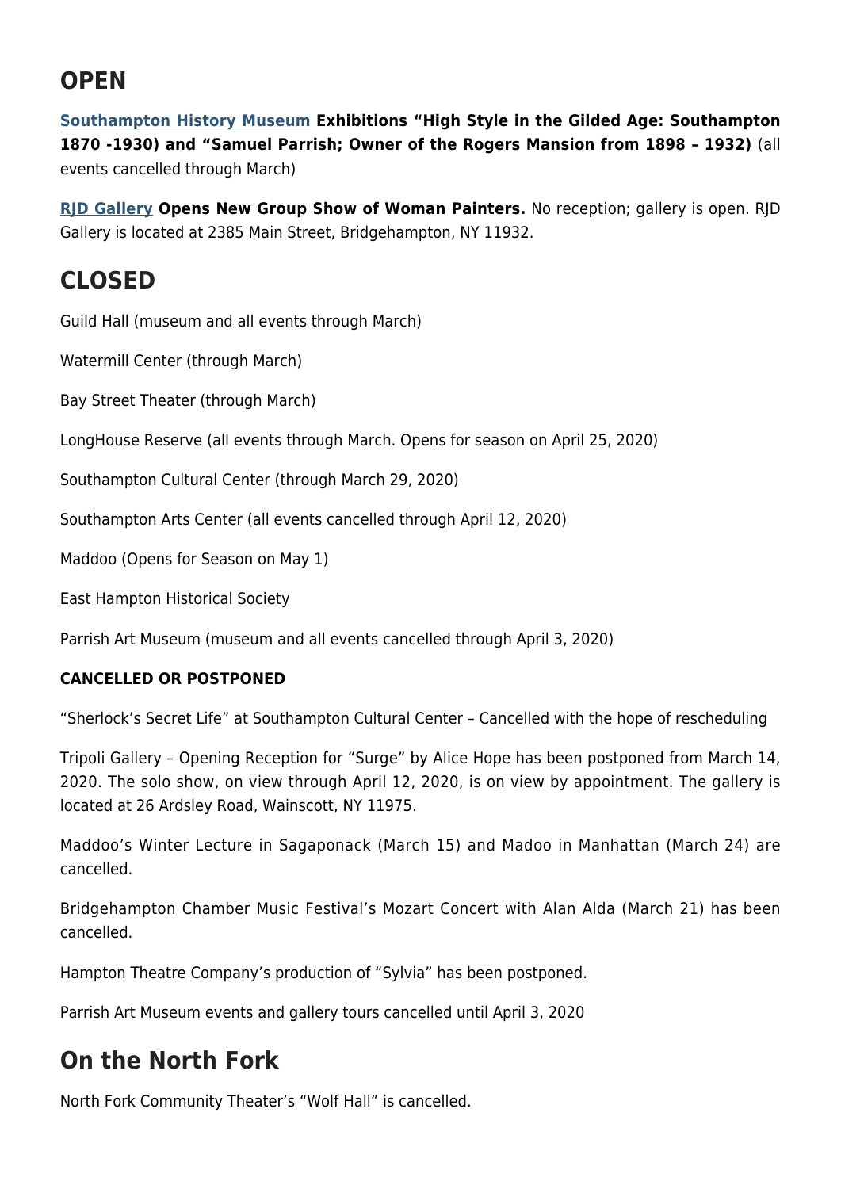## OPEN

[Southampton History Museum](#) **Exhibitions "High Style in the Gilded Age: Southampton 1870 -1930) and "Samuel Parrish; Owner of the Rogers Mansion from 1898 – 1932)** (all events cancelled through March)

[RJD Gallery](#) **Opens New Group Show of Woman Painters.** No reception; gallery is open. RJD Gallery is located at 2385 Main Street, Bridgehampton, NY 11932.

## CLOSED

Guild Hall (museum and all events through March)

Watermill Center (through March)

Bay Street Theater (through March)

LongHouse Reserve (all events through March. Opens for season on April 25, 2020)

Southampton Cultural Center (through March 29, 2020)

Southampton Arts Center (all events cancelled through April 12, 2020)

Maddoo (Opens for Season on May 1)

East Hampton Historical Society

Parrish Art Museum (museum and all events cancelled through April 3, 2020)

### CANCELLED OR POSTPONED

"Sherlock's Secret Life" at Southampton Cultural Center – Cancelled with the hope of rescheduling

Tripoli Gallery – Opening Reception for "Surge" by Alice Hope has been postponed from March 14, 2020. The solo show, on view through April 12, 2020, is on view by appointment. The gallery is located at 26 Ardsley Road, Wainscott, NY 11975.

Maddoo's Winter Lecture in Sagaponack (March 15) and Madoo in Manhattan (March 24) are cancelled.

Bridgehampton Chamber Music Festival's Mozart Concert with Alan Alda (March 21) has been cancelled.

Hampton Theatre Company's production of "Sylvia" has been postponed.

Parrish Art Museum events and gallery tours cancelled until April 3, 2020

## On the North Fork

North Fork Community Theater's "Wolf Hall" is cancelled.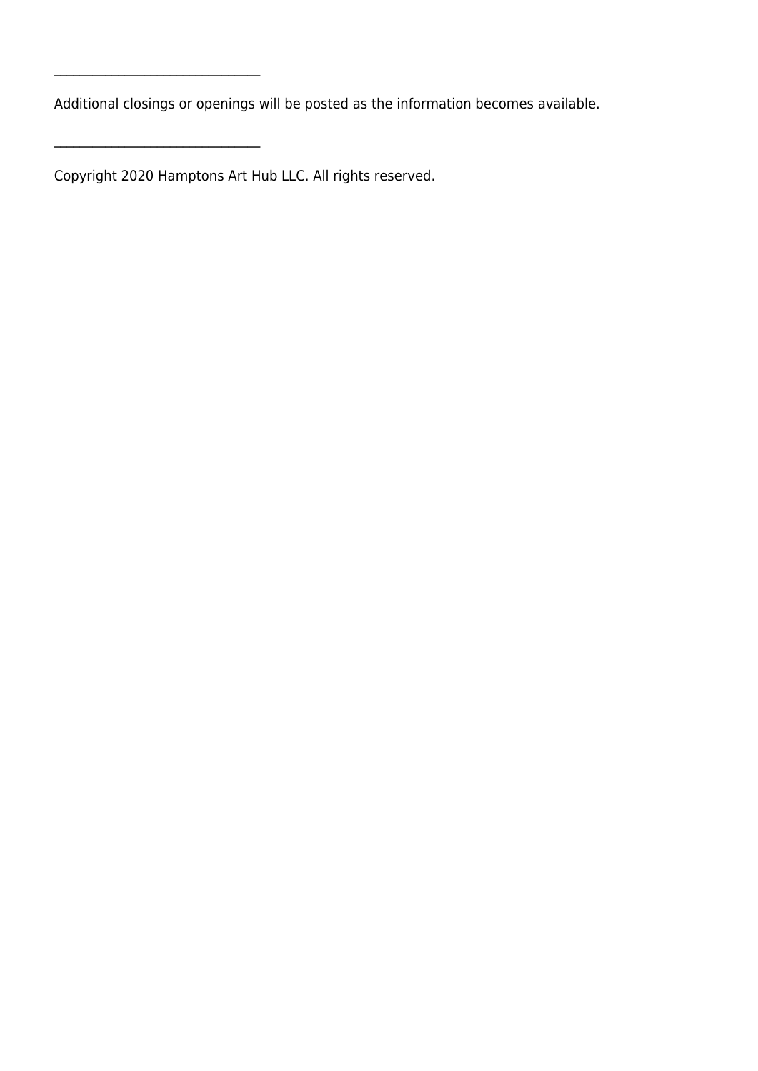_______________________________

Additional closings or openings will be posted as the information becomes available.

_______________________________

Copyright 2020 Hamptons Art Hub LLC. All rights reserved.